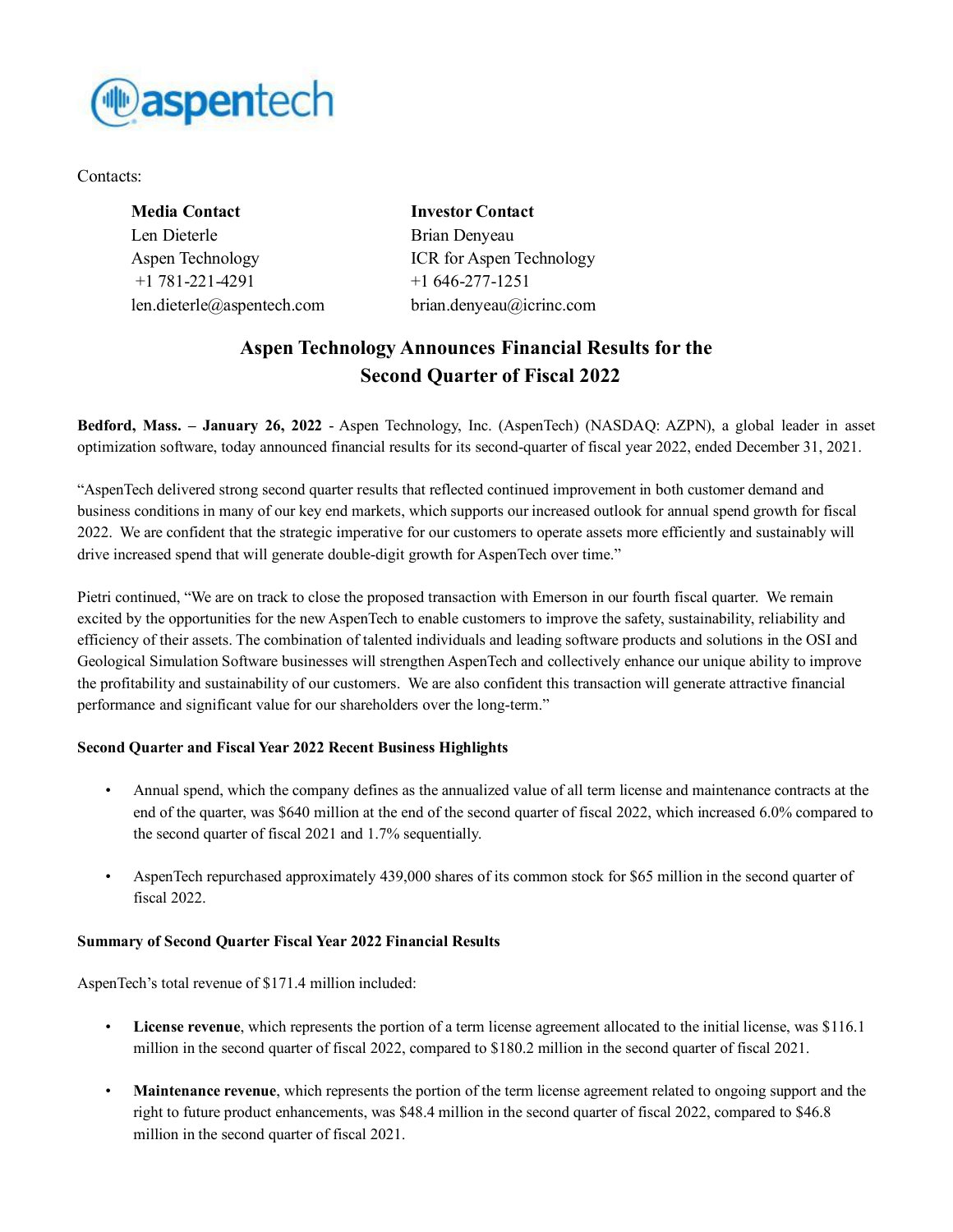aspentech

Contacts:

| **Media Contact** | **Investor Contact** |
|---|---|
| Len Dieterle | Brian Denyeau |
| Aspen Technology | ICR for Aspen Technology |
| +1 781-221-4291 | +1 646-277-1251 |
| len.dieterle@aspentech.com | brian.denyeau@icrinc.com |

# Aspen Technology Announces Financial Results for the Second Quarter of Fiscal 2022

**Bedford, Mass. – January 26, 2022** - Aspen Technology, Inc. (AspenTech) (NASDAQ: AZPN), a global leader in asset optimization software, today announced financial results for its second-quarter of fiscal year 2022, ended December 31, 2021.

"AspenTech delivered strong second quarter results that reflected continued improvement in both customer demand and business conditions in many of our key end markets, which supports our increased outlook for annual spend growth for fiscal 2022. We are confident that the strategic imperative for our customers to operate assets more efficiently and sustainably will drive increased spend that will generate double-digit growth for AspenTech over time."

Pietri continued, "We are on track to close the proposed transaction with Emerson in our fourth fiscal quarter. We remain excited by the opportunities for the new AspenTech to enable customers to improve the safety, sustainability, reliability and efficiency of their assets. The combination of talented individuals and leading software products and solutions in the OSI and Geological Simulation Software businesses will strengthen AspenTech and collectively enhance our unique ability to improve the profitability and sustainability of our customers. We are also confident this transaction will generate attractive financial performance and significant value for our shareholders over the long-term."

**Second Quarter and Fiscal Year 2022 Recent Business Highlights**

- Annual spend, which the company defines as the annualized value of all term license and maintenance contracts at the end of the quarter, was $640 million at the end of the second quarter of fiscal 2022, which increased 6.0% compared to the second quarter of fiscal 2021 and 1.7% sequentially.
- AspenTech repurchased approximately 439,000 shares of its common stock for $65 million in the second quarter of fiscal 2022.

**Summary of Second Quarter Fiscal Year 2022 Financial Results**

AspenTech's total revenue of $171.4 million included:

- **License revenue**, which represents the portion of a term license agreement allocated to the initial license, was $116.1 million in the second quarter of fiscal 2022, compared to $180.2 million in the second quarter of fiscal 2021.
- **Maintenance revenue**, which represents the portion of the term license agreement related to ongoing support and the right to future product enhancements, was $48.4 million in the second quarter of fiscal 2022, compared to $46.8 million in the second quarter of fiscal 2021.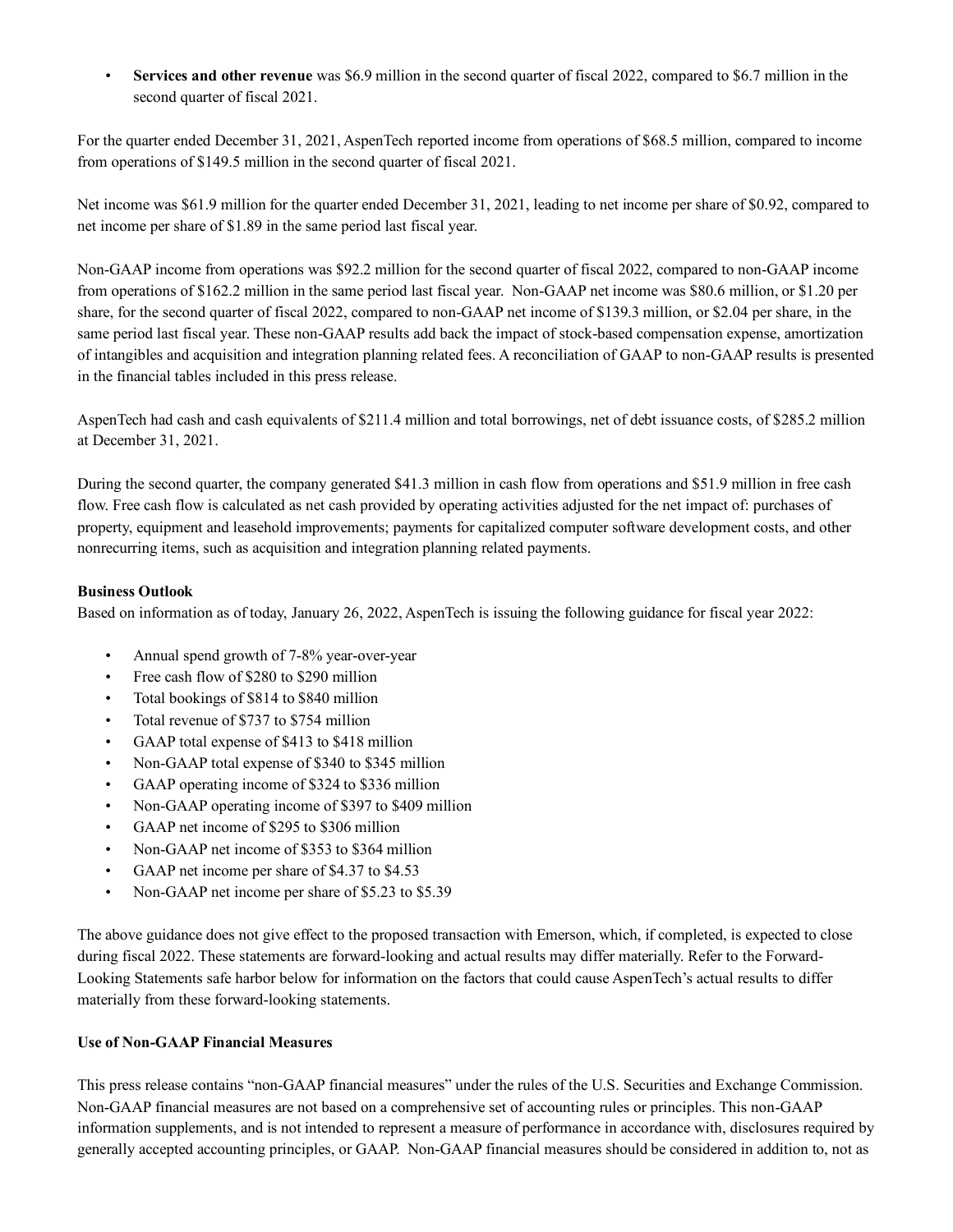- **Services and other revenue** was $6.9 million in the second quarter of fiscal 2022, compared to $6.7 million in the second quarter of fiscal 2021.

For the quarter ended December 31, 2021, AspenTech reported income from operations of $68.5 million, compared to income from operations of $149.5 million in the second quarter of fiscal 2021.

Net income was $61.9 million for the quarter ended December 31, 2021, leading to net income per share of $0.92, compared to net income per share of $1.89 in the same period last fiscal year.

Non-GAAP income from operations was $92.2 million for the second quarter of fiscal 2022, compared to non-GAAP income from operations of $162.2 million in the same period last fiscal year. Non-GAAP net income was $80.6 million, or $1.20 per share, for the second quarter of fiscal 2022, compared to non-GAAP net income of $139.3 million, or $2.04 per share, in the same period last fiscal year. These non-GAAP results add back the impact of stock-based compensation expense, amortization of intangibles and acquisition and integration planning related fees. A reconciliation of GAAP to non-GAAP results is presented in the financial tables included in this press release.

AspenTech had cash and cash equivalents of $211.4 million and total borrowings, net of debt issuance costs, of $285.2 million at December 31, 2021.

During the second quarter, the company generated $41.3 million in cash flow from operations and $51.9 million in free cash flow. Free cash flow is calculated as net cash provided by operating activities adjusted for the net impact of: purchases of property, equipment and leasehold improvements; payments for capitalized computer software development costs, and other nonrecurring items, such as acquisition and integration planning related payments.

**Business Outlook**

Based on information as of today, January 26, 2022, AspenTech is issuing the following guidance for fiscal year 2022:

- Annual spend growth of 7-8% year-over-year
- Free cash flow of $280 to $290 million
- Total bookings of $814 to $840 million
- Total revenue of $737 to $754 million
- GAAP total expense of $413 to $418 million
- Non-GAAP total expense of $340 to $345 million
- GAAP operating income of $324 to $336 million
- Non-GAAP operating income of $397 to $409 million
- GAAP net income of $295 to $306 million
- Non-GAAP net income of $353 to $364 million
- GAAP net income per share of $4.37 to $4.53
- Non-GAAP net income per share of $5.23 to $5.39

The above guidance does not give effect to the proposed transaction with Emerson, which, if completed, is expected to close during fiscal 2022. These statements are forward-looking and actual results may differ materially. Refer to the Forward-Looking Statements safe harbor below for information on the factors that could cause AspenTech's actual results to differ materially from these forward-looking statements.

**Use of Non-GAAP Financial Measures**

This press release contains "non-GAAP financial measures" under the rules of the U.S. Securities and Exchange Commission. Non-GAAP financial measures are not based on a comprehensive set of accounting rules or principles. This non-GAAP information supplements, and is not intended to represent a measure of performance in accordance with, disclosures required by generally accepted accounting principles, or GAAP. Non-GAAP financial measures should be considered in addition to, not as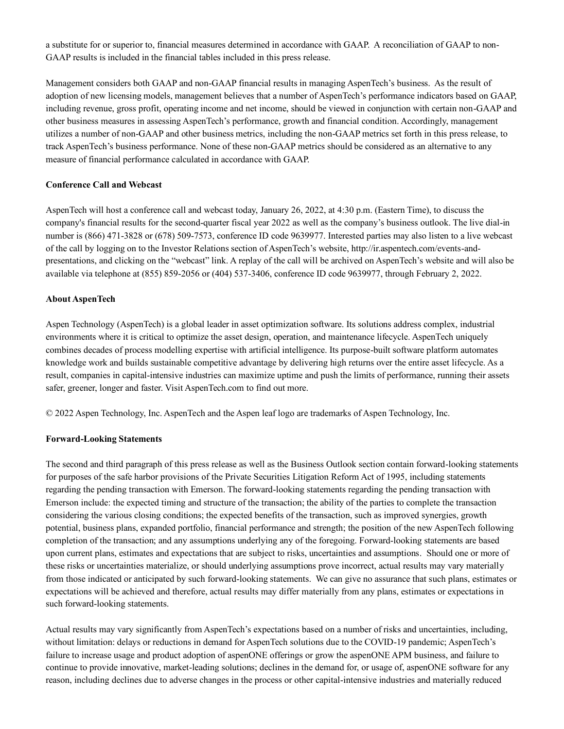a substitute for or superior to, financial measures determined in accordance with GAAP. A reconciliation of GAAP to non-GAAP results is included in the financial tables included in this press release.

Management considers both GAAP and non-GAAP financial results in managing AspenTech's business. As the result of adoption of new licensing models, management believes that a number of AspenTech's performance indicators based on GAAP, including revenue, gross profit, operating income and net income, should be viewed in conjunction with certain non-GAAP and other business measures in assessing AspenTech's performance, growth and financial condition. Accordingly, management utilizes a number of non-GAAP and other business metrics, including the non-GAAP metrics set forth in this press release, to track AspenTech's business performance. None of these non-GAAP metrics should be considered as an alternative to any measure of financial performance calculated in accordance with GAAP.

**Conference Call and Webcast**

AspenTech will host a conference call and webcast today, January 26, 2022, at 4:30 p.m. (Eastern Time), to discuss the company's financial results for the second-quarter fiscal year 2022 as well as the company's business outlook. The live dial-in number is (866) 471-3828 or (678) 509-7573, conference ID code 9639977. Interested parties may also listen to a live webcast of the call by logging on to the Investor Relations section of AspenTech's website, http://ir.aspentech.com/events-and-presentations, and clicking on the "webcast" link. A replay of the call will be archived on AspenTech's website and will also be available via telephone at (855) 859-2056 or (404) 537-3406, conference ID code 9639977, through February 2, 2022.

**About AspenTech**

Aspen Technology (AspenTech) is a global leader in asset optimization software. Its solutions address complex, industrial environments where it is critical to optimize the asset design, operation, and maintenance lifecycle. AspenTech uniquely combines decades of process modelling expertise with artificial intelligence. Its purpose-built software platform automates knowledge work and builds sustainable competitive advantage by delivering high returns over the entire asset lifecycle. As a result, companies in capital-intensive industries can maximize uptime and push the limits of performance, running their assets safer, greener, longer and faster. Visit AspenTech.com to find out more.

© 2022 Aspen Technology, Inc. AspenTech and the Aspen leaf logo are trademarks of Aspen Technology, Inc.

**Forward-Looking Statements**

The second and third paragraph of this press release as well as the Business Outlook section contain forward-looking statements for purposes of the safe harbor provisions of the Private Securities Litigation Reform Act of 1995, including statements regarding the pending transaction with Emerson. The forward-looking statements regarding the pending transaction with Emerson include: the expected timing and structure of the transaction; the ability of the parties to complete the transaction considering the various closing conditions; the expected benefits of the transaction, such as improved synergies, growth potential, business plans, expanded portfolio, financial performance and strength; the position of the new AspenTech following completion of the transaction; and any assumptions underlying any of the foregoing. Forward-looking statements are based upon current plans, estimates and expectations that are subject to risks, uncertainties and assumptions. Should one or more of these risks or uncertainties materialize, or should underlying assumptions prove incorrect, actual results may vary materially from those indicated or anticipated by such forward-looking statements. We can give no assurance that such plans, estimates or expectations will be achieved and therefore, actual results may differ materially from any plans, estimates or expectations in such forward-looking statements.

Actual results may vary significantly from AspenTech's expectations based on a number of risks and uncertainties, including, without limitation: delays or reductions in demand for AspenTech solutions due to the COVID-19 pandemic; AspenTech's failure to increase usage and product adoption of aspenONE offerings or grow the aspenONE APM business, and failure to continue to provide innovative, market-leading solutions; declines in the demand for, or usage of, aspenONE software for any reason, including declines due to adverse changes in the process or other capital-intensive industries and materially reduced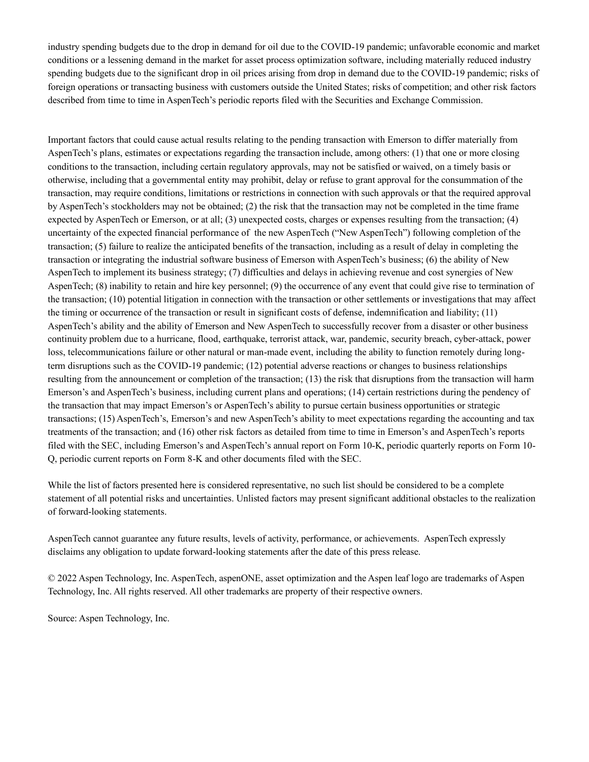industry spending budgets due to the drop in demand for oil due to the COVID-19 pandemic; unfavorable economic and market conditions or a lessening demand in the market for asset process optimization software, including materially reduced industry spending budgets due to the significant drop in oil prices arising from drop in demand due to the COVID-19 pandemic; risks of foreign operations or transacting business with customers outside the United States; risks of competition; and other risk factors described from time to time in AspenTech's periodic reports filed with the Securities and Exchange Commission.

Important factors that could cause actual results relating to the pending transaction with Emerson to differ materially from AspenTech's plans, estimates or expectations regarding the transaction include, among others: (1) that one or more closing conditions to the transaction, including certain regulatory approvals, may not be satisfied or waived, on a timely basis or otherwise, including that a governmental entity may prohibit, delay or refuse to grant approval for the consummation of the transaction, may require conditions, limitations or restrictions in connection with such approvals or that the required approval by AspenTech's stockholders may not be obtained; (2) the risk that the transaction may not be completed in the time frame expected by AspenTech or Emerson, or at all; (3) unexpected costs, charges or expenses resulting from the transaction; (4) uncertainty of the expected financial performance of the new AspenTech ("New AspenTech") following completion of the transaction; (5) failure to realize the anticipated benefits of the transaction, including as a result of delay in completing the transaction or integrating the industrial software business of Emerson with AspenTech's business; (6) the ability of New AspenTech to implement its business strategy; (7) difficulties and delays in achieving revenue and cost synergies of New AspenTech; (8) inability to retain and hire key personnel; (9) the occurrence of any event that could give rise to termination of the transaction; (10) potential litigation in connection with the transaction or other settlements or investigations that may affect the timing or occurrence of the transaction or result in significant costs of defense, indemnification and liability; (11) AspenTech's ability and the ability of Emerson and New AspenTech to successfully recover from a disaster or other business continuity problem due to a hurricane, flood, earthquake, terrorist attack, war, pandemic, security breach, cyber-attack, power loss, telecommunications failure or other natural or man-made event, including the ability to function remotely during long-term disruptions such as the COVID-19 pandemic; (12) potential adverse reactions or changes to business relationships resulting from the announcement or completion of the transaction; (13) the risk that disruptions from the transaction will harm Emerson's and AspenTech's business, including current plans and operations; (14) certain restrictions during the pendency of the transaction that may impact Emerson's or AspenTech's ability to pursue certain business opportunities or strategic transactions; (15) AspenTech's, Emerson's and new AspenTech's ability to meet expectations regarding the accounting and tax treatments of the transaction; and (16) other risk factors as detailed from time to time in Emerson's and AspenTech's reports filed with the SEC, including Emerson's and AspenTech's annual report on Form 10-K, periodic quarterly reports on Form 10-Q, periodic current reports on Form 8-K and other documents filed with the SEC.

While the list of factors presented here is considered representative, no such list should be considered to be a complete statement of all potential risks and uncertainties. Unlisted factors may present significant additional obstacles to the realization of forward-looking statements.

AspenTech cannot guarantee any future results, levels of activity, performance, or achievements. AspenTech expressly disclaims any obligation to update forward-looking statements after the date of this press release.

© 2022 Aspen Technology, Inc. AspenTech, aspenONE, asset optimization and the Aspen leaf logo are trademarks of Aspen Technology, Inc. All rights reserved. All other trademarks are property of their respective owners.

Source: Aspen Technology, Inc.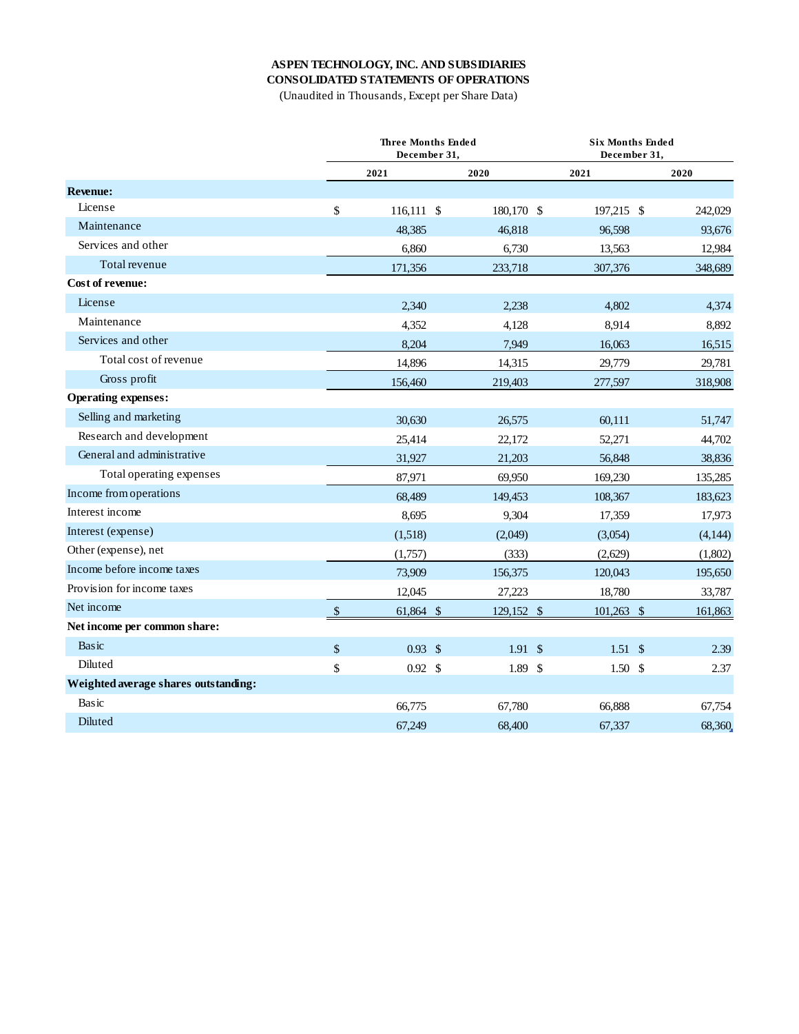**ASPEN TECHNOLOGY, INC. AND SUBSIDIARIES**
**CONSOLIDATED STATEMENTS OF OPERATIONS**
(Unaudited in Thousands, Except per Share Data)

| | Three Months Ended December 31, | | Six Months Ended December 31, | |
|---|---|---|---|---|
| | 2021 | 2020 | 2021 | 2020 |
| **Revenue:** | | | | |
| License | $ 116,111 | $ 180,170 | $ 197,215 | $ 242,029 |
| Maintenance | 48,385 | 46,818 | 96,598 | 93,676 |
| Services and other | 6,860 | 6,730 | 13,563 | 12,984 |
| Total revenue | 171,356 | 233,718 | 307,376 | 348,689 |
| **Cost of revenue:** | | | | |
| License | 2,340 | 2,238 | 4,802 | 4,374 |
| Maintenance | 4,352 | 4,128 | 8,914 | 8,892 |
| Services and other | 8,204 | 7,949 | 16,063 | 16,515 |
| Total cost of revenue | 14,896 | 14,315 | 29,779 | 29,781 |
| Gross profit | 156,460 | 219,403 | 277,597 | 318,908 |
| **Operating expenses:** | | | | |
| Selling and marketing | 30,630 | 26,575 | 60,111 | 51,747 |
| Research and development | 25,414 | 22,172 | 52,271 | 44,702 |
| General and administrative | 31,927 | 21,203 | 56,848 | 38,836 |
| Total operating expenses | 87,971 | 69,950 | 169,230 | 135,285 |
| Income from operations | 68,489 | 149,453 | 108,367 | 183,623 |
| Interest income | 8,695 | 9,304 | 17,359 | 17,973 |
| Interest (expense) | (1,518) | (2,049) | (3,054) | (4,144) |
| Other (expense), net | (1,757) | (333) | (2,629) | (1,802) |
| Income before income taxes | 73,909 | 156,375 | 120,043 | 195,650 |
| Provision for income taxes | 12,045 | 27,223 | 18,780 | 33,787 |
| Net income | $ 61,864 | $ 129,152 | $ 101,263 | $ 161,863 |
| **Net income per common share:** | | | | |
| Basic | $ 0.93 | $ 1.91 | $ 1.51 | $ 2.39 |
| Diluted | $ 0.92 | $ 1.89 | $ 1.50 | $ 2.37 |
| **Weighted average shares outstanding:** | | | | |
| Basic | 66,775 | 67,780 | 66,888 | 67,754 |
| Diluted | 67,249 | 68,400 | 67,337 | 68,360 |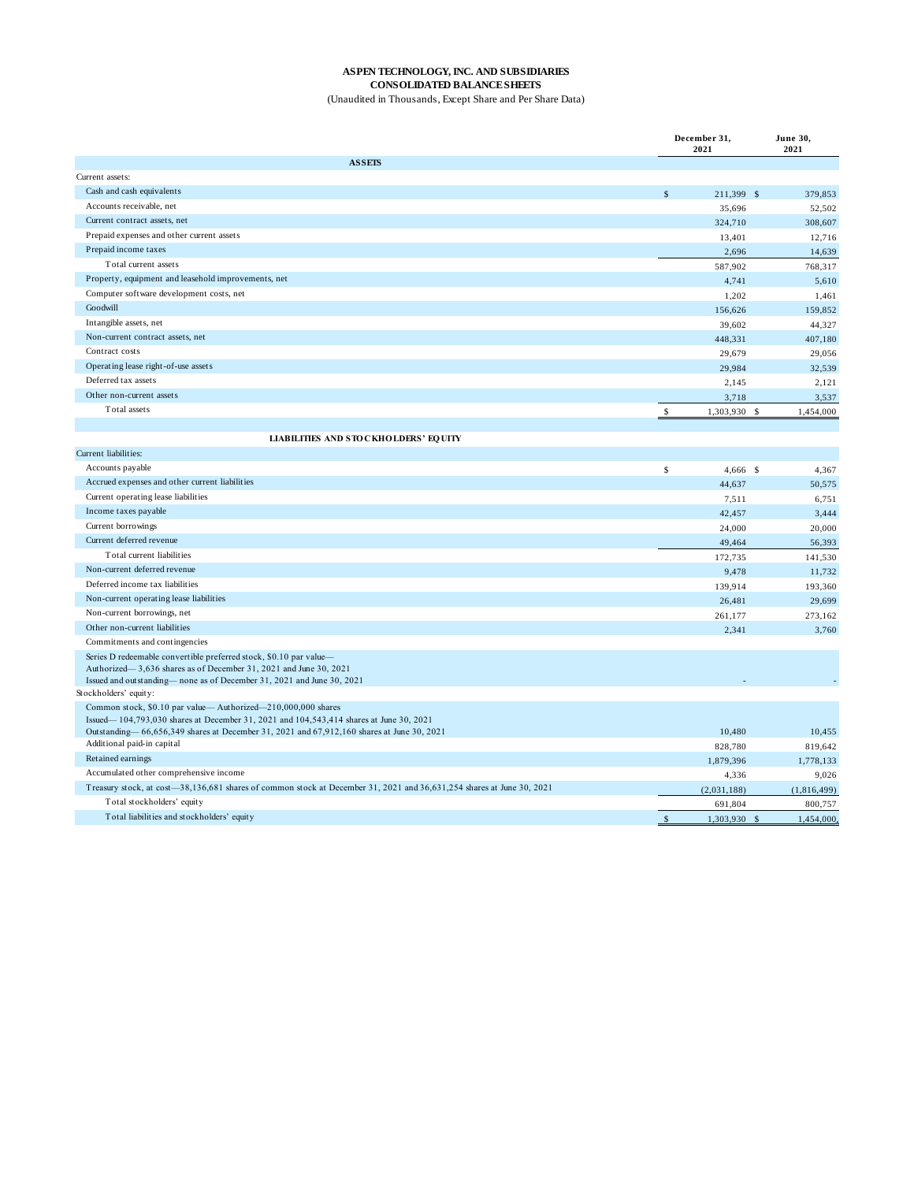# ASPEN TECHNOLOGY, INC. AND SUBSIDIARIES
## CONSOLIDATED BALANCE SHEETS
(Unaudited in Thousands, Except Share and Per Share Data)

| | December 31, 2021 | June 30, 2021 |
|---|---|---|
| **ASSETS** | | |
| Current assets: | | |
| Cash and cash equivalents | $ 211,399 | $ 379,853 |
| Accounts receivable, net | 35,696 | 52,502 |
| Current contract assets, net | 324,710 | 308,607 |
| Prepaid expenses and other current assets | 13,401 | 12,716 |
| Prepaid income taxes | 2,696 | 14,639 |
| Total current assets | 587,902 | 768,317 |
| Property, equipment and leasehold improvements, net | 4,741 | 5,610 |
| Computer software development costs, net | 1,202 | 1,461 |
| Goodwill | 156,626 | 159,852 |
| Intangible assets, net | 39,602 | 44,327 |
| Non-current contract assets, net | 448,331 | 407,180 |
| Contract costs | 29,679 | 29,056 |
| Operating lease right-of-use assets | 29,984 | 32,539 |
| Deferred tax assets | 2,145 | 2,121 |
| Other non-current assets | 3,718 | 3,537 |
| Total assets | $ 1,303,930 | $ 1,454,000 |
| **LIABILITIES AND STOCKHOLDERS' EQUITY** | | |
| Current liabilities: | | |
| Accounts payable | $ 4,666 | $ 4,367 |
| Accrued expenses and other current liabilities | 44,637 | 50,575 |
| Current operating lease liabilities | 7,511 | 6,751 |
| Income taxes payable | 42,457 | 3,444 |
| Current borrowings | 24,000 | 20,000 |
| Current deferred revenue | 49,464 | 56,393 |
| Total current liabilities | 172,735 | 141,530 |
| Non-current deferred revenue | 9,478 | 11,732 |
| Deferred income tax liabilities | 139,914 | 193,360 |
| Non-current operating lease liabilities | 26,481 | 29,699 |
| Non-current borrowings, net | 261,177 | 273,162 |
| Other non-current liabilities | 2,341 | 3,760 |
| Commitments and contingencies | | |
| Series D redeemable convertible preferred stock, $0.10 par value— Authorized— 3,636 shares as of December 31, 2021 and June 30, 2021 Issued and outstanding— none as of December 31, 2021 and June 30, 2021 | - | - |
| Stockholders' equity: | | |
| Common stock, $0.10 par value— Authorized—210,000,000 shares Issued— 104,793,030 shares at December 31, 2021 and 104,543,414 shares at June 30, 2021 Outstanding— 66,656,349 shares at December 31, 2021 and 67,912,160 shares at June 30, 2021 | 10,480 | 10,455 |
| Additional paid-in capital | 828,780 | 819,642 |
| Retained earnings | 1,879,396 | 1,778,133 |
| Accumulated other comprehensive income | 4,336 | 9,026 |
| Treasury stock, at cost—38,136,681 shares of common stock at December 31, 2021 and 36,631,254 shares at June 30, 2021 | (2,031,188) | (1,816,499) |
| Total stockholders' equity | 691,804 | 800,757 |
| Total liabilities and stockholders' equity | $ 1,303,930 | $ 1,454,000 |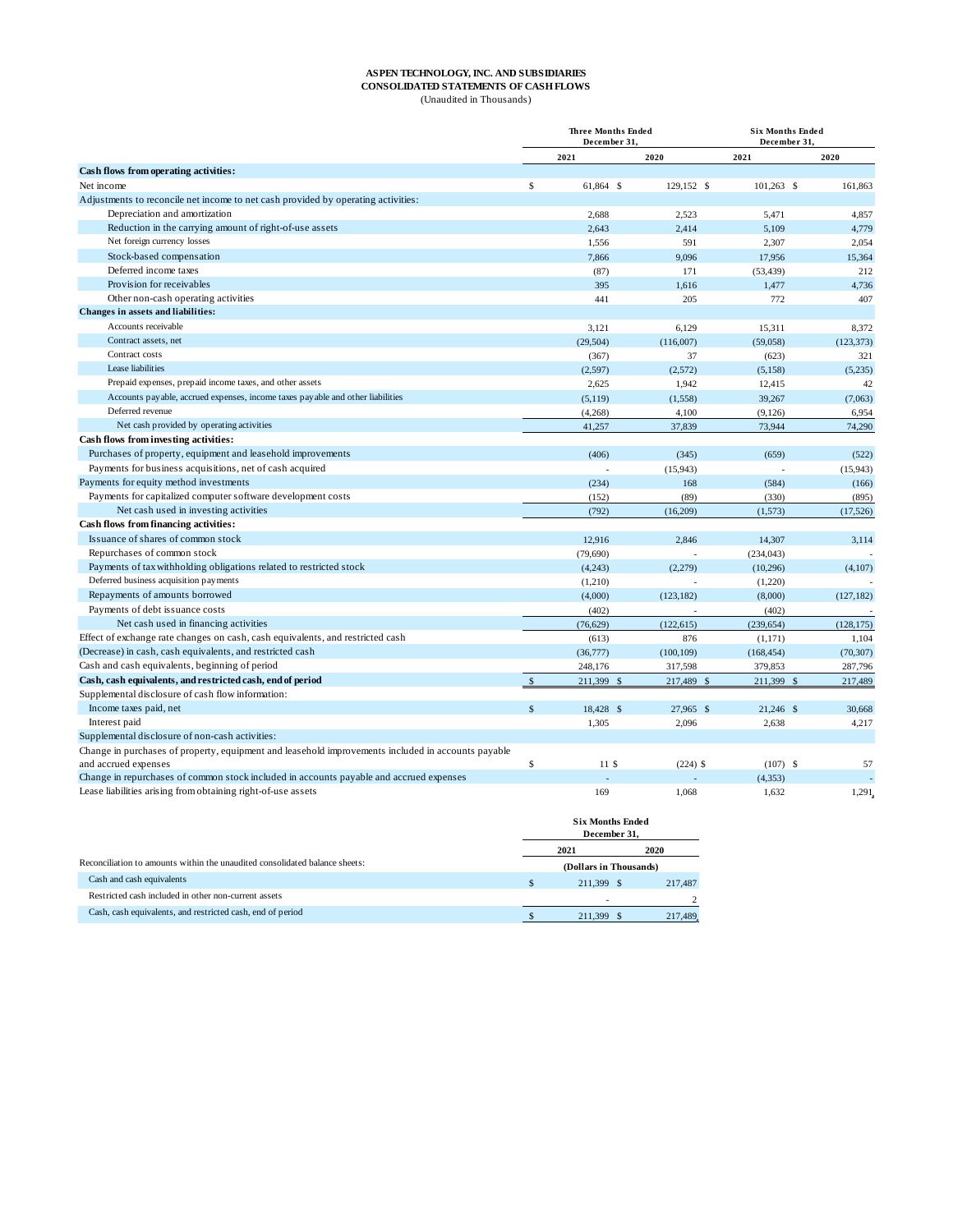**ASPEN TECHNOLOGY, INC. AND SUBSIDIARIES**
**CONSOLIDATED STATEMENTS OF CASH FLOWS**
(Unaudited in Thousands)

| | Three Months Ended December 31, | | Six Months Ended December 31, | |
|---|---|---|---|---|
| | 2021 | 2020 | 2021 | 2020 |
| **Cash flows from operating activities:** | | | | |
| Net income | $ 61,864 | $ 129,152 | $ 101,263 | $ 161,863 |
| Adjustments to reconcile net income to net cash provided by operating activities: | | | | |
| Depreciation and amortization | 2,688 | 2,523 | 5,471 | 4,857 |
| Reduction in the carrying amount of right-of-use assets | 2,643 | 2,414 | 5,109 | 4,779 |
| Net foreign currency losses | 1,556 | 591 | 2,307 | 2,054 |
| Stock-based compensation | 7,866 | 9,096 | 17,956 | 15,364 |
| Deferred income taxes | (87) | 171 | (53,439) | 212 |
| Provision for receivables | 395 | 1,616 | 1,477 | 4,736 |
| Other non-cash operating activities | 441 | 205 | 772 | 407 |
| **Changes in assets and liabilities:** | | | | |
| Accounts receivable | 3,121 | 6,129 | 15,311 | 8,372 |
| Contract assets, net | (29,504) | (116,007) | (59,058) | (123,373) |
| Contract costs | (367) | 37 | (623) | 321 |
| Lease liabilities | (2,597) | (2,572) | (5,158) | (5,235) |
| Prepaid expenses, prepaid income taxes, and other assets | 2,625 | 1,942 | 12,415 | 42 |
| Accounts payable, accrued expenses, income taxes payable and other liabilities | (5,119) | (1,558) | 39,267 | (7,063) |
| Deferred revenue | (4,268) | 4,100 | (9,126) | 6,954 |
| Net cash provided by operating activities | 41,257 | 37,839 | 73,944 | 74,290 |
| **Cash flows from investing activities:** | | | | |
| Purchases of property, equipment and leasehold improvements | (406) | (345) | (659) | (522) |
| Payments for business acquisitions, net of cash acquired | - | (15,943) | - | (15,943) |
| Payments for equity method investments | (234) | 168 | (584) | (166) |
| Payments for capitalized computer software development costs | (152) | (89) | (330) | (895) |
| Net cash used in investing activities | (792) | (16,209) | (1,573) | (17,526) |
| **Cash flows from financing activities:** | | | | |
| Issuance of shares of common stock | 12,916 | 2,846 | 14,307 | 3,114 |
| Repurchases of common stock | (79,690) | - | (234,043) | - |
| Payments of tax withholding obligations related to restricted stock | (4,243) | (2,279) | (10,296) | (4,107) |
| Deferred business acquisition payments | (1,210) | - | (1,220) | - |
| Repayments of amounts borrowed | (4,000) | (123,182) | (8,000) | (127,182) |
| Payments of debt issuance costs | (402) | - | (402) | - |
| Net cash used in financing activities | (76,629) | (122,615) | (239,654) | (128,175) |
| Effect of exchange rate changes on cash, cash equivalents, and restricted cash | (613) | 876 | (1,171) | 1,104 |
| (Decrease) in cash, cash equivalents, and restricted cash | (36,777) | (100,109) | (168,454) | (70,307) |
| Cash and cash equivalents, beginning of period | 248,176 | 317,598 | 379,853 | 287,796 |
| **Cash, cash equivalents, and restricted cash, end of period** | $ 211,399 | $ 217,489 | $ 211,399 | $ 217,489 |
| Supplemental disclosure of cash flow information: | | | | |
| Income taxes paid, net | $ 18,428 | $ 27,965 | $ 21,246 | $ 30,668 |
| Interest paid | 1,305 | 2,096 | 2,638 | 4,217 |
| Supplemental disclosure of non-cash activities: | | | | |
| Change in purchases of property, equipment and leasehold improvements included in accounts payable and accrued expenses | $ 11 | $ (224) | $ (107) | $ 57 |
| Change in repurchases of common stock included in accounts payable and accrued expenses | - | - | (4,353) | - |
| Lease liabilities arising from obtaining right-of-use assets | 169 | 1,068 | 1,632 | 1,291 |

| | Six Months Ended December 31, | |
|---|---|---|
| | 2021 | 2020 |
| Reconciliation to amounts within the unaudited consolidated balance sheets: | (Dollars in Thousands) | |
| Cash and cash equivalents | $ 211,399 | $ 217,487 |
| Restricted cash included in other non-current assets | - | 2 |
| Cash, cash equivalents, and restricted cash, end of period | $ 211,399 | $ 217,489 |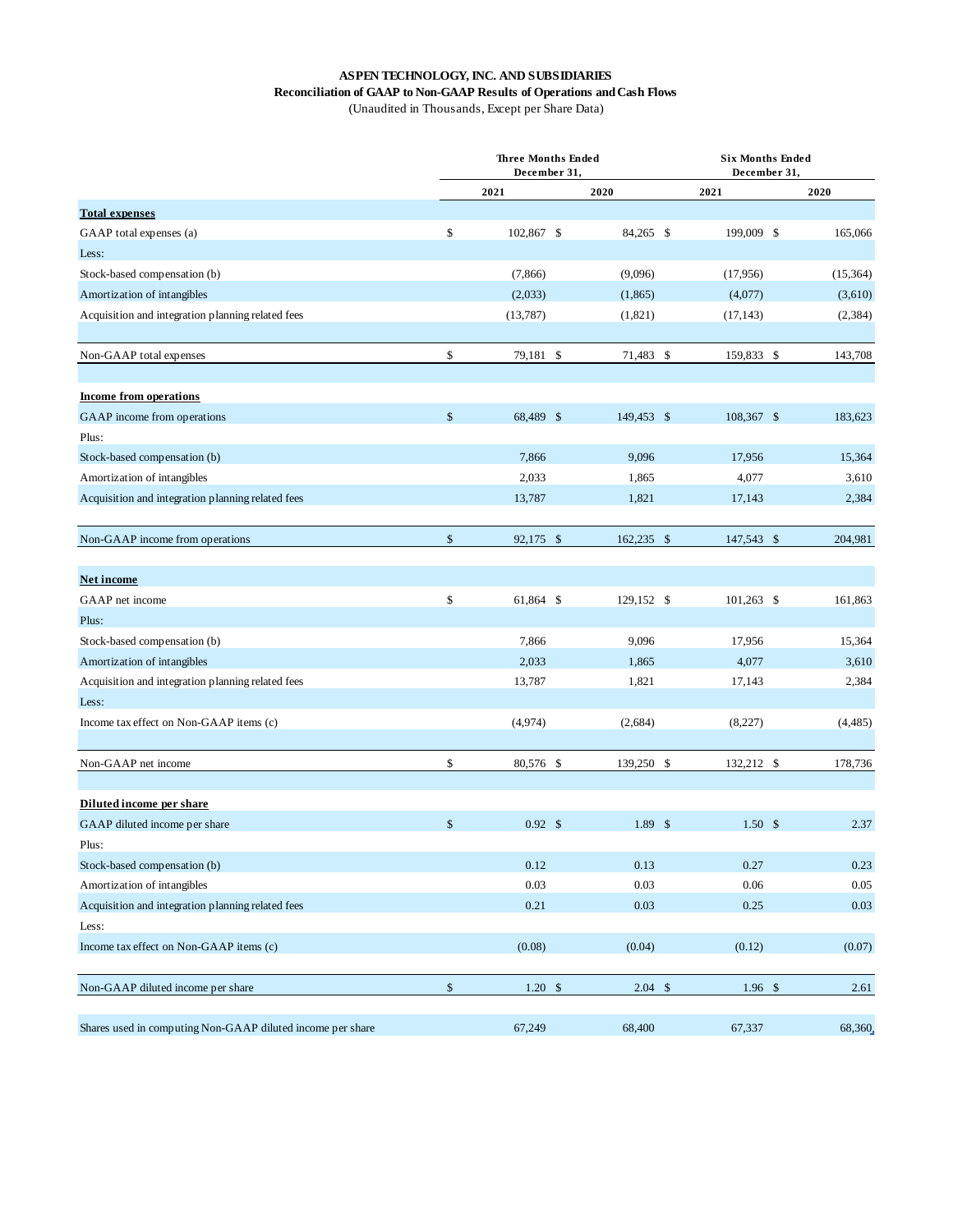**ASPEN TECHNOLOGY, INC. AND SUBSIDIARIES**
**Reconciliation of GAAP to Non-GAAP Results of Operations and Cash Flows**
(Unaudited in Thousands, Except per Share Data)

| | Three Months Ended December 31, | | Six Months Ended December 31, | |
|---|---|---|---|---|
| | 2021 | 2020 | 2021 | 2020 |
| **Total expenses** | | | | |
| GAAP total expenses (a) | $ 102,867 | $ 84,265 | $ 199,009 | $ 165,066 |
| Less: | | | | |
| Stock-based compensation (b) | (7,866) | (9,096) | (17,956) | (15,364) |
| Amortization of intangibles | (2,033) | (1,865) | (4,077) | (3,610) |
| Acquisition and integration planning related fees | (13,787) | (1,821) | (17,143) | (2,384) |
| Non-GAAP total expenses | $ 79,181 | $ 71,483 | $ 159,833 | $ 143,708 |
| **Income from operations** | | | | |
| GAAP income from operations | $ 68,489 | $ 149,453 | $ 108,367 | $ 183,623 |
| Plus: | | | | |
| Stock-based compensation (b) | 7,866 | 9,096 | 17,956 | 15,364 |
| Amortization of intangibles | 2,033 | 1,865 | 4,077 | 3,610 |
| Acquisition and integration planning related fees | 13,787 | 1,821 | 17,143 | 2,384 |
| Non-GAAP income from operations | $ 92,175 | $ 162,235 | $ 147,543 | $ 204,981 |
| **Net income** | | | | |
| GAAP net income | $ 61,864 | $ 129,152 | $ 101,263 | $ 161,863 |
| Plus: | | | | |
| Stock-based compensation (b) | 7,866 | 9,096 | 17,956 | 15,364 |
| Amortization of intangibles | 2,033 | 1,865 | 4,077 | 3,610 |
| Acquisition and integration planning related fees | 13,787 | 1,821 | 17,143 | 2,384 |
| Less: | | | | |
| Income tax effect on Non-GAAP items (c) | (4,974) | (2,684) | (8,227) | (4,485) |
| Non-GAAP net income | $ 80,576 | $ 139,250 | $ 132,212 | $ 178,736 |
| **Diluted income per share** | | | | |
| GAAP diluted income per share | $ 0.92 | $ 1.89 | $ 1.50 | $ 2.37 |
| Plus: | | | | |
| Stock-based compensation (b) | 0.12 | 0.13 | 0.27 | 0.23 |
| Amortization of intangibles | 0.03 | 0.03 | 0.06 | 0.05 |
| Acquisition and integration planning related fees | 0.21 | 0.03 | 0.25 | 0.03 |
| Less: | | | | |
| Income tax effect on Non-GAAP items (c) | (0.08) | (0.04) | (0.12) | (0.07) |
| Non-GAAP diluted income per share | $ 1.20 | $ 2.04 | $ 1.96 | $ 2.61 |
| Shares used in computing Non-GAAP diluted income per share | 67,249 | 68,400 | 67,337 | 68,360 |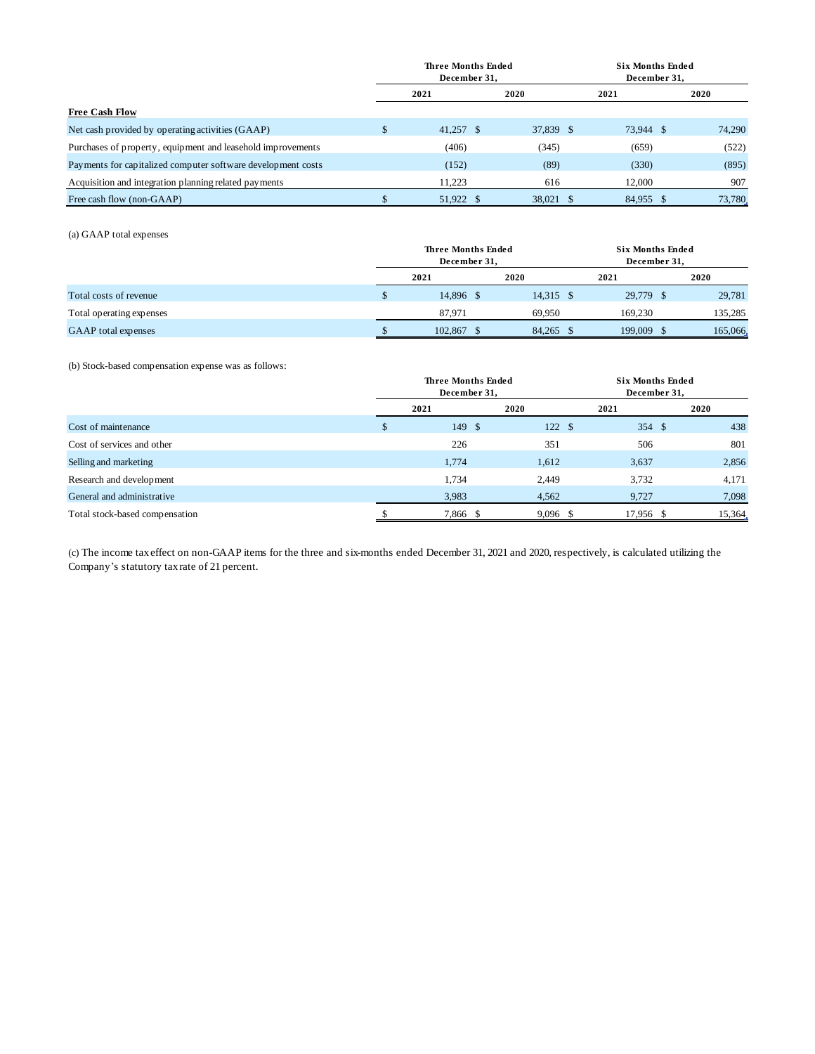| | Three Months Ended December 31, | | Six Months Ended December 31, | |
|---|---|---|---|---|
| | 2021 | 2020 | 2021 | 2020 |
| **Free Cash Flow** | | | | |
| Net cash provided by operating activities (GAAP) | $ 41,257 | $ 37,839 | $ 73,944 | $ 74,290 |
| Purchases of property, equipment and leasehold improvements | (406) | (345) | (659) | (522) |
| Payments for capitalized computer software development costs | (152) | (89) | (330) | (895) |
| Acquisition and integration planning related payments | 11,223 | 616 | 12,000 | 907 |
| Free cash flow (non-GAAP) | $ 51,922 | $ 38,021 | $ 84,955 | $ 73,780 |

(a) GAAP total expenses

| | Three Months Ended December 31, | | Six Months Ended December 31, | |
|---|---|---|---|---|
| | 2021 | 2020 | 2021 | 2020 |
| Total costs of revenue | $ 14,896 | $ 14,315 | $ 29,779 | $ 29,781 |
| Total operating expenses | 87,971 | 69,950 | 169,230 | 135,285 |
| GAAP total expenses | $ 102,867 | $ 84,265 | $ 199,009 | $ 165,066 |

(b) Stock-based compensation expense was as follows:

| | Three Months Ended December 31, | | Six Months Ended December 31, | |
|---|---|---|---|---|
| | 2021 | 2020 | 2021 | 2020 |
| Cost of maintenance | $ 149 | $ 122 | $ 354 | $ 438 |
| Cost of services and other | 226 | 351 | 506 | 801 |
| Selling and marketing | 1,774 | 1,612 | 3,637 | 2,856 |
| Research and development | 1,734 | 2,449 | 3,732 | 4,171 |
| General and administrative | 3,983 | 4,562 | 9,727 | 7,098 |
| Total stock-based compensation | $ 7,866 | $ 9,096 | $ 17,956 | $ 15,364 |

(c) The income tax effect on non-GAAP items for the three and six-months ended December 31, 2021 and 2020, respectively, is calculated utilizing the Company's statutory tax rate of 21 percent.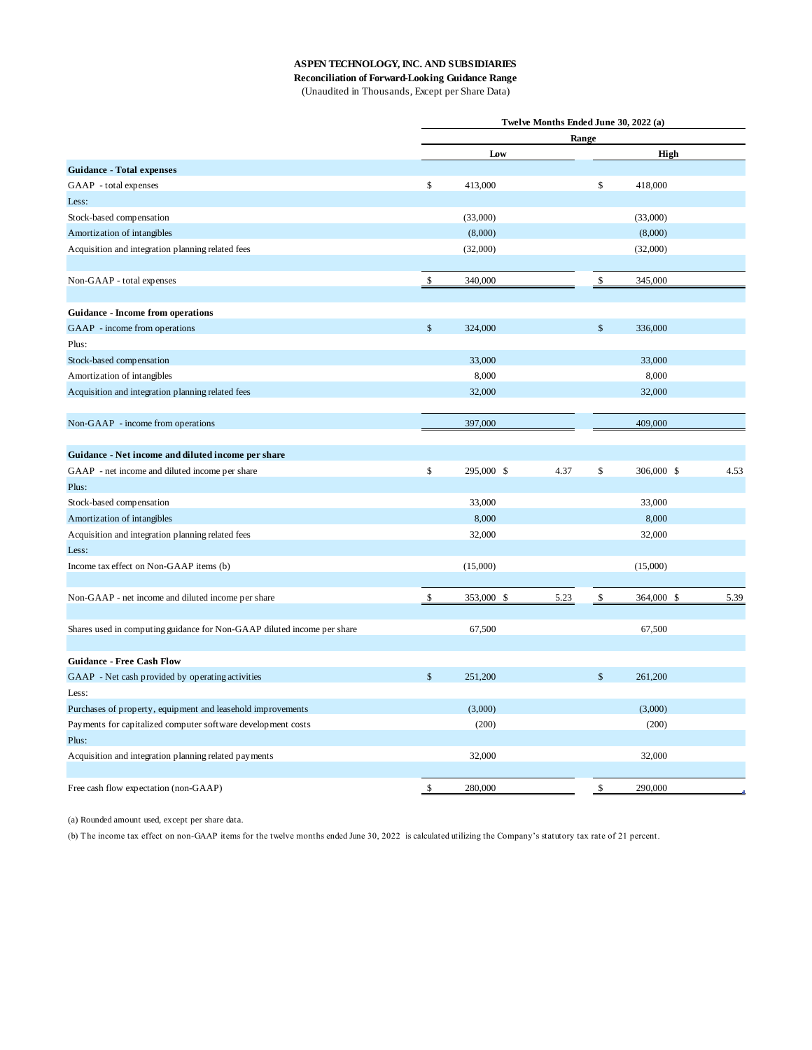**ASPEN TECHNOLOGY, INC. AND SUBSIDIARIES**

**Reconciliation of Forward-Looking Guidance Range**

(Unaudited in Thousands, Except per Share Data)

| | Twelve Months Ended June 30, 2022 (a) | | | |
|---|---|---|---|---|
| | Range | | | |
| | Low | | High | |
| **Guidance - Total expenses** | | | | |
| GAAP - total expenses | $ 413,000 | | $ 418,000 | |
| Less: | | | | |
| Stock-based compensation | (33,000) | | (33,000) | |
| Amortization of intangibles | (8,000) | | (8,000) | |
| Acquisition and integration planning related fees | (32,000) | | (32,000) | |
| Non-GAAP - total expenses | $ 340,000 | | $ 345,000 | |
| **Guidance - Income from operations** | | | | |
| GAAP - income from operations | $ 324,000 | | $ 336,000 | |
| Plus: | | | | |
| Stock-based compensation | 33,000 | | 33,000 | |
| Amortization of intangibles | 8,000 | | 8,000 | |
| Acquisition and integration planning related fees | 32,000 | | 32,000 | |
| Non-GAAP - income from operations | 397,000 | | 409,000 | |
| **Guidance - Net income and diluted income per share** | | | | |
| GAAP - net income and diluted income per share | $ 295,000 | $ 4.37 | $ 306,000 | $ 4.53 |
| Plus: | | | | |
| Stock-based compensation | 33,000 | | 33,000 | |
| Amortization of intangibles | 8,000 | | 8,000 | |
| Acquisition and integration planning related fees | 32,000 | | 32,000 | |
| Less: | | | | |
| Income tax effect on Non-GAAP items (b) | (15,000) | | (15,000) | |
| Non-GAAP - net income and diluted income per share | $ 353,000 | $ 5.23 | $ 364,000 | $ 5.39 |
| Shares used in computing guidance for Non-GAAP diluted income per share | 67,500 | | 67,500 | |
| **Guidance - Free Cash Flow** | | | | |
| GAAP - Net cash provided by operating activities | $ 251,200 | | $ 261,200 | |
| Less: | | | | |
| Purchases of property, equipment and leasehold improvements | (3,000) | | (3,000) | |
| Payments for capitalized computer software development costs | (200) | | (200) | |
| Plus: | | | | |
| Acquisition and integration planning related payments | 32,000 | | 32,000 | |
| Free cash flow expectation (non-GAAP) | $ 280,000 | | $ 290,000 | |

(a) Rounded amount used, except per share data.

(b) The income tax effect on non-GAAP items for the twelve months ended June 30, 2022 is calculated utilizing the Company's statutory tax rate of 21 percent.